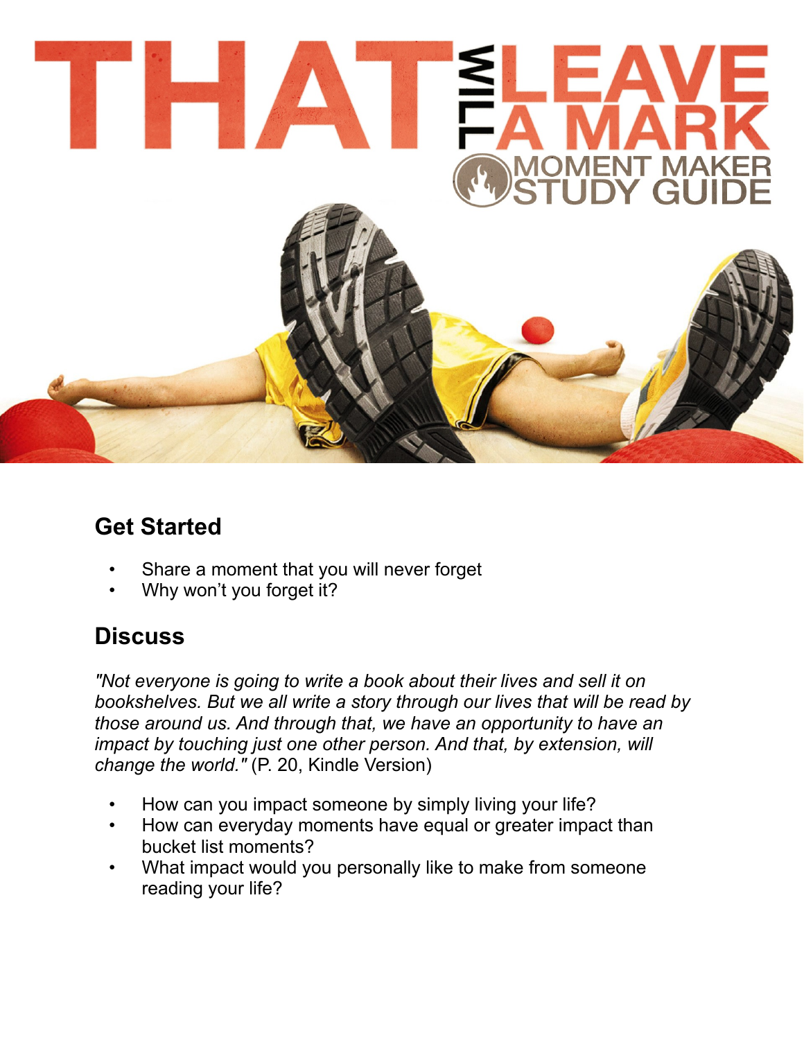# THAT WILL LEAVE A MARK

## MOMENT MAKER STUDY GUIDE

## Get Started

- Share a moment that you will never forget
- Why won't you forget it?

## Discuss

*"Not everyone is going to write a book about their lives and sell it on bookshelves. But we all write a story through our lives that will be read by those around us. And through that, we have an opportunity to have an impact by touching just one other person. And that, by extension, will change the world."* (P. 20, Kindle Version)

- How can you impact someone by simply living your life?
- How can everyday moments have equal or greater impact than bucket list moments?
- What impact would you personally like to make from someone reading your life?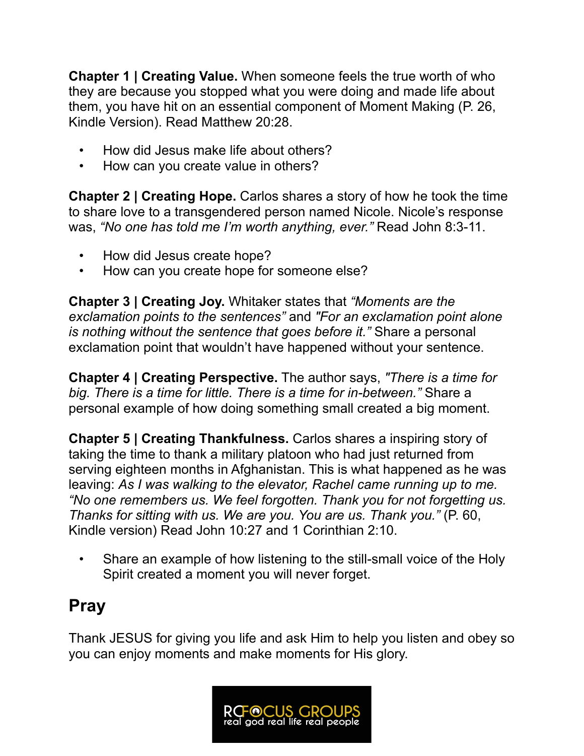**Chapter 1 | Creating Value.** When someone feels the true worth of who they are because you stopped what you were doing and made life about them, you have hit on an essential component of Moment Making (P. 26, Kindle Version). Read Matthew 20:28.

- How did Jesus make life about others?
- How can you create value in others?

**Chapter 2 | Creating Hope.** Carlos shares a story of how he took the time to share love to a transgendered person named Nicole. Nicole's response was, *"No one has told me I'm worth anything, ever."* Read John 8:3-11.

- How did Jesus create hope?
- How can you create hope for someone else?

**Chapter 3 | Creating Joy.** Whitaker states that *"Moments are the exclamation points to the sentences"* and *"For an exclamation point alone is nothing without the sentence that goes before it."* Share a personal exclamation point that wouldn't have happened without your sentence.

**Chapter 4 | Creating Perspective.** The author says, *"There is a time for big. There is a time for little. There is a time for in-between."* Share a personal example of how doing something small created a big moment.

**Chapter 5 | Creating Thankfulness.** Carlos shares a inspiring story of taking the time to thank a military platoon who had just returned from serving eighteen months in Afghanistan. This is what happened as he was leaving: *As I was walking to the elevator, Rachel came running up to me. "No one remembers us. We feel forgotten. Thank you for not forgetting us. Thanks for sitting with us. We are you. You are us. Thank you."* (P. 60, Kindle version) Read John 10:27 and 1 Corinthian 2:10.

- Share an example of how listening to the still-small voice of the Holy Spirit created a moment you will never forget.

## Pray

Thank JESUS for giving you life and ask Him to help you listen and obey so you can enjoy moments and make moments for His glory.

RC FOCUS GROUPS
real god real life real people